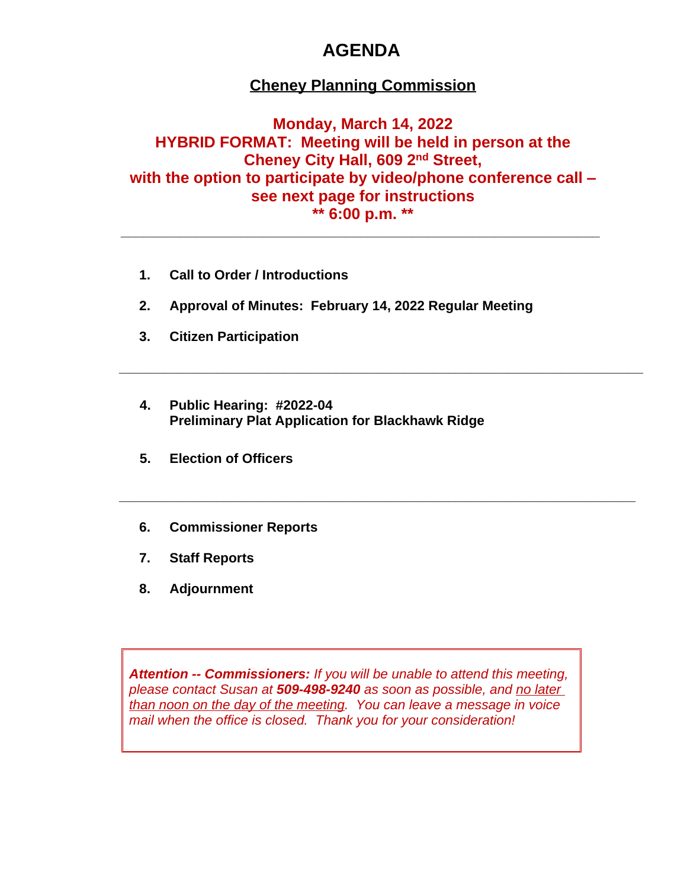# AGENDA

## Cheney Planning Commission

**Monday, March 14, 2022**
**HYBRID FORMAT: Meeting will be held in person at the Cheney City Hall, 609 2nd Street,**
**with the option to participate by video/phone conference call – see next page for instructions**
**\*\* 6:00 p.m. \*\***

---

1. **Call to Order / Introductions**
2. **Approval of Minutes: February 14, 2022 Regular Meeting**
3. **Citizen Participation**

---

4. **Public Hearing: #2022-04**
   **Preliminary Plat Application for Blackhawk Ridge**
5. **Election of Officers**

---

6. **Commissioner Reports**
7. **Staff Reports**
8. **Adjournment**

> ***Attention -- Commissioners:*** *If you will be unable to attend this meeting, please contact Susan at* ***509-498-9240*** *as soon as possible, and no later than noon on the day of the meeting. You can leave a message in voice mail when the office is closed. Thank you for your consideration!*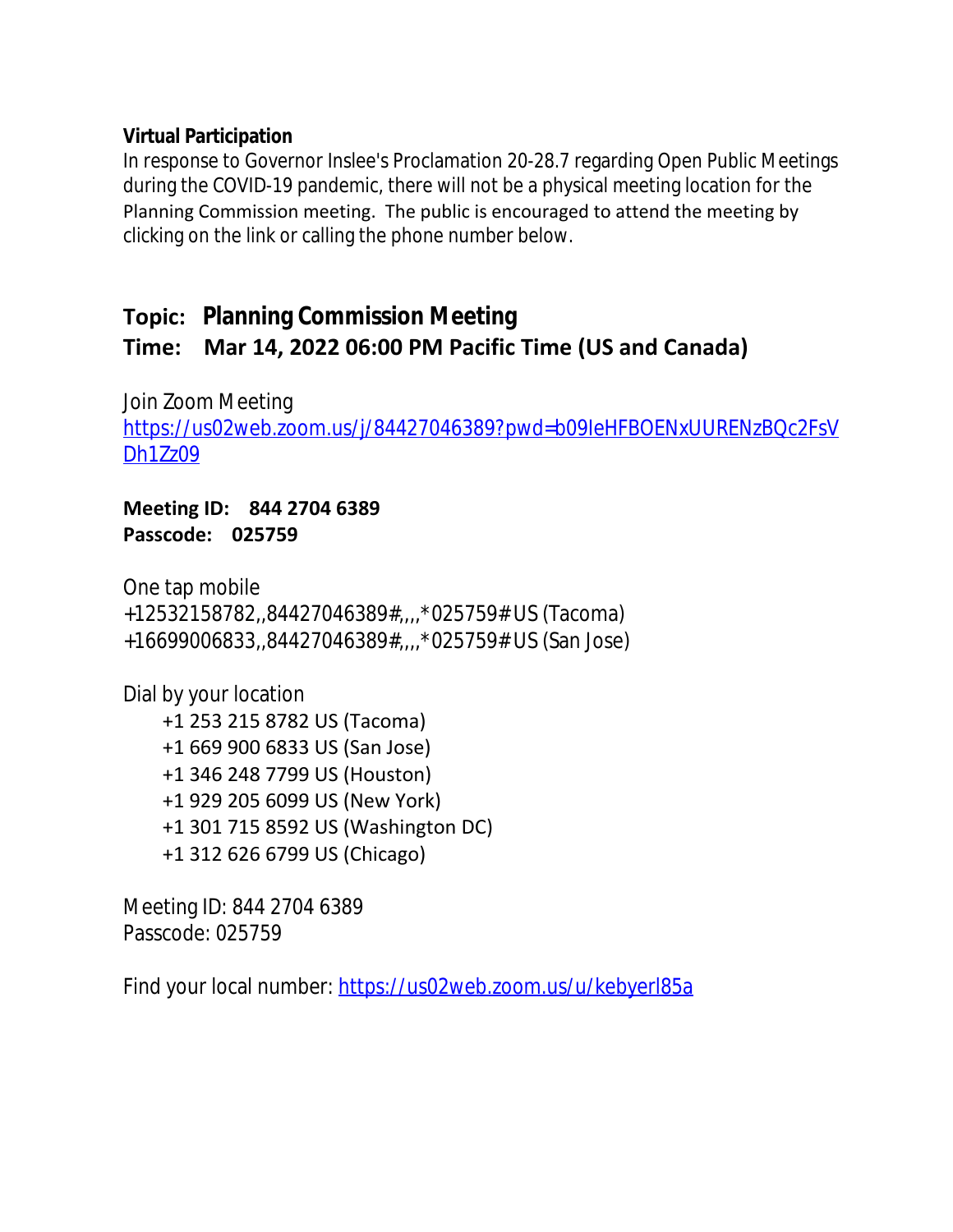**Virtual Participation**

In response to Governor Inslee's Proclamation 20-28.7 regarding Open Public Meetings during the COVID-19 pandemic, there will not be a physical meeting location for the Planning Commission meeting. The public is encouraged to attend the meeting by clicking on the link or calling the phone number below.

## Topic: Planning Commission Meeting
## Time: Mar 14, 2022 06:00 PM Pacific Time (US and Canada)

Join Zoom Meeting
https://us02web.zoom.us/j/84427046389?pwd=b09IeHFBOENxUURENzBQc2FsVDh1Zz09

**Meeting ID: 844 2704 6389**
**Passcode: 025759**

One tap mobile
+12532158782,,84427046389#,,,,*025759# US (Tacoma)
+16699006833,,84427046389#,,,,*025759# US (San Jose)

Dial by your location
- +1 253 215 8782 US (Tacoma)
- +1 669 900 6833 US (San Jose)
- +1 346 248 7799 US (Houston)
- +1 929 205 6099 US (New York)
- +1 301 715 8592 US (Washington DC)
- +1 312 626 6799 US (Chicago)

Meeting ID: 844 2704 6389
Passcode: 025759

Find your local number: https://us02web.zoom.us/u/kebyerl85a